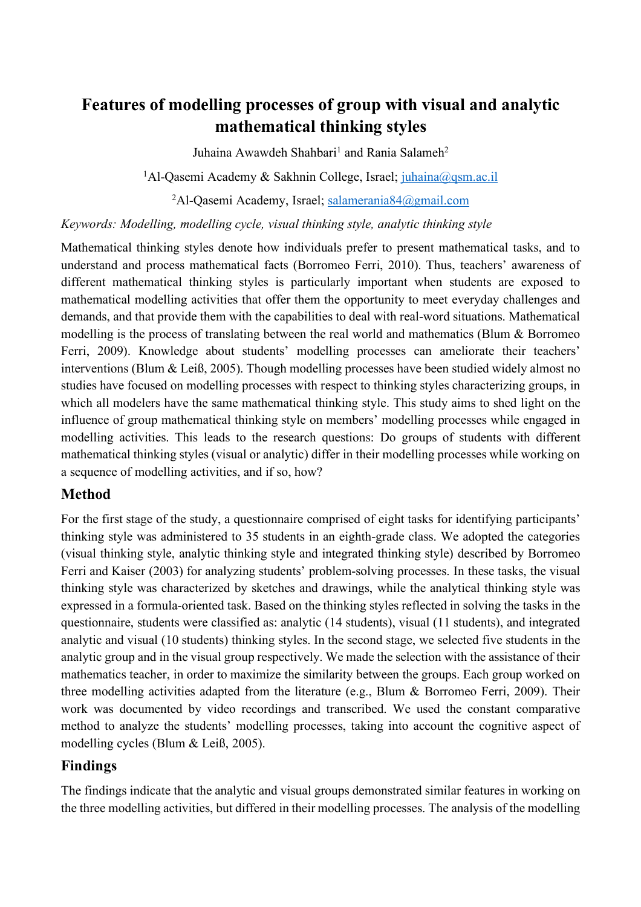# Features of modelling processes of group with visual and analytic mathematical thinking styles

Juhaina Awawdeh Shahbari[1] and Rania Salameh[2]

[1]Al-Qasemi Academy & Sakhnin College, Israel; juhaina@qsm.ac.il

[2]Al-Qasemi Academy, Israel; salamerania84@gmail.com

*Keywords: Modelling, modelling cycle, visual thinking style, analytic thinking style*

Mathematical thinking styles denote how individuals prefer to present mathematical tasks, and to understand and process mathematical facts (Borromeo Ferri, 2010). Thus, teachers' awareness of different mathematical thinking styles is particularly important when students are exposed to mathematical modelling activities that offer them the opportunity to meet everyday challenges and demands, and that provide them with the capabilities to deal with real-word situations. Mathematical modelling is the process of translating between the real world and mathematics (Blum & Borromeo Ferri, 2009). Knowledge about students' modelling processes can ameliorate their teachers' interventions (Blum & Leiß, 2005). Though modelling processes have been studied widely almost no studies have focused on modelling processes with respect to thinking styles characterizing groups, in which all modelers have the same mathematical thinking style. This study aims to shed light on the influence of group mathematical thinking style on members' modelling processes while engaged in modelling activities. This leads to the research questions: Do groups of students with different mathematical thinking styles (visual or analytic) differ in their modelling processes while working on a sequence of modelling activities, and if so, how?

## Method

For the first stage of the study, a questionnaire comprised of eight tasks for identifying participants' thinking style was administered to 35 students in an eighth-grade class. We adopted the categories (visual thinking style, analytic thinking style and integrated thinking style) described by Borromeo Ferri and Kaiser (2003) for analyzing students' problem-solving processes. In these tasks, the visual thinking style was characterized by sketches and drawings, while the analytical thinking style was expressed in a formula-oriented task. Based on the thinking styles reflected in solving the tasks in the questionnaire, students were classified as: analytic (14 students), visual (11 students), and integrated analytic and visual (10 students) thinking styles. In the second stage, we selected five students in the analytic group and in the visual group respectively. We made the selection with the assistance of their mathematics teacher, in order to maximize the similarity between the groups. Each group worked on three modelling activities adapted from the literature (e.g., Blum & Borromeo Ferri, 2009). Their work was documented by video recordings and transcribed. We used the constant comparative method to analyze the students' modelling processes, taking into account the cognitive aspect of modelling cycles (Blum & Leiß, 2005).

## Findings

The findings indicate that the analytic and visual groups demonstrated similar features in working on the three modelling activities, but differed in their modelling processes. The analysis of the modelling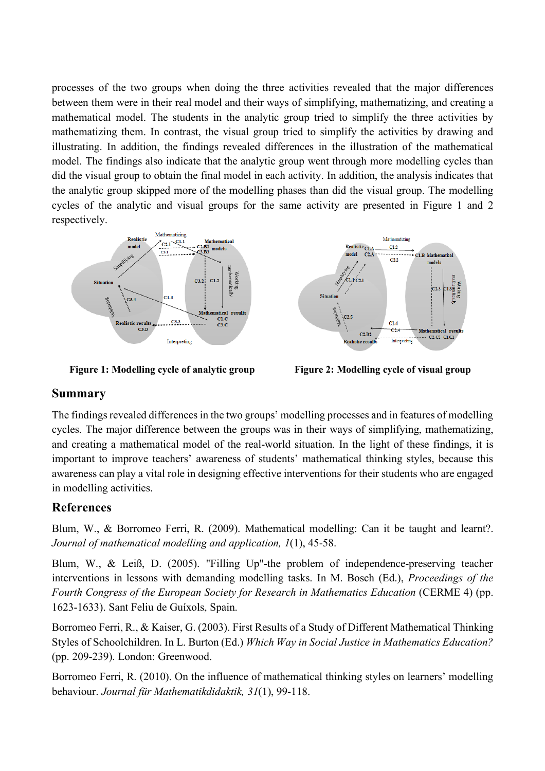processes of the two groups when doing the three activities revealed that the major differences between them were in their real model and their ways of simplifying, mathematizing, and creating a mathematical model. The students in the analytic group tried to simplify the three activities by mathematizing them. In contrast, the visual group tried to simplify the activities by drawing and illustrating. In addition, the findings revealed differences in the illustration of the mathematical model. The findings also indicate that the analytic group went through more modelling cycles than did the visual group to obtain the final model in each activity. In addition, the analysis indicates that the analytic group skipped more of the modelling phases than did the visual group. The modelling cycles of the analytic and visual groups for the same activity are presented in Figure 1 and 2 respectively.

Mathematizing
Realistic model
C1.1
C2.1
C3.1
Mathematical models
C2.B2
C3.B3
Simplifying
Situation
Working mathematically
C3.2
C1.2
C1.3
C3.4
Validating
Mathematical results
C1.C
C3.C
Realistic results
C3.D
C3.3
Interpreting

**Figure 1: Modelling cycle of analytic group**

Mathematizing
Realistic model
C1.A
C2.A
C1.2
C2.2
C1.B Mathematical models
Simplifying
C1.1
C2.1
Situation
Working mathematically
C2.3
C1.3
Validating
C2.5
C1.4
C2.4
C2.D2
Realistic results
Interpreting
Mathematical results
C2.C2
C1.C1

**Figure 2: Modelling cycle of visual group**

## Summary

The findings revealed differences in the two groups' modelling processes and in features of modelling cycles. The major difference between the groups was in their ways of simplifying, mathematizing, and creating a mathematical model of the real-world situation. In the light of these findings, it is important to improve teachers' awareness of students' mathematical thinking styles, because this awareness can play a vital role in designing effective interventions for their students who are engaged in modelling activities.

## References

Blum, W., & Borromeo Ferri, R. (2009). Mathematical modelling: Can it be taught and learnt?. *Journal of mathematical modelling and application, 1*(1), 45-58.

Blum, W., & Leiß, D. (2005). "Filling Up"-the problem of independence-preserving teacher interventions in lessons with demanding modelling tasks. In M. Bosch (Ed.), *Proceedings of the Fourth Congress of the European Society for Research in Mathematics Education* (CERME 4) (pp. 1623-1633). Sant Feliu de Guíxols, Spain.

Borromeo Ferri, R., & Kaiser, G. (2003). First Results of a Study of Different Mathematical Thinking Styles of Schoolchildren. In L. Burton (Ed.) *Which Way in Social Justice in Mathematics Education?* (pp. 209-239). London: Greenwood.

Borromeo Ferri, R. (2010). On the influence of mathematical thinking styles on learners' modelling behaviour. *Journal für Mathematikdidaktik, 31*(1), 99-118.